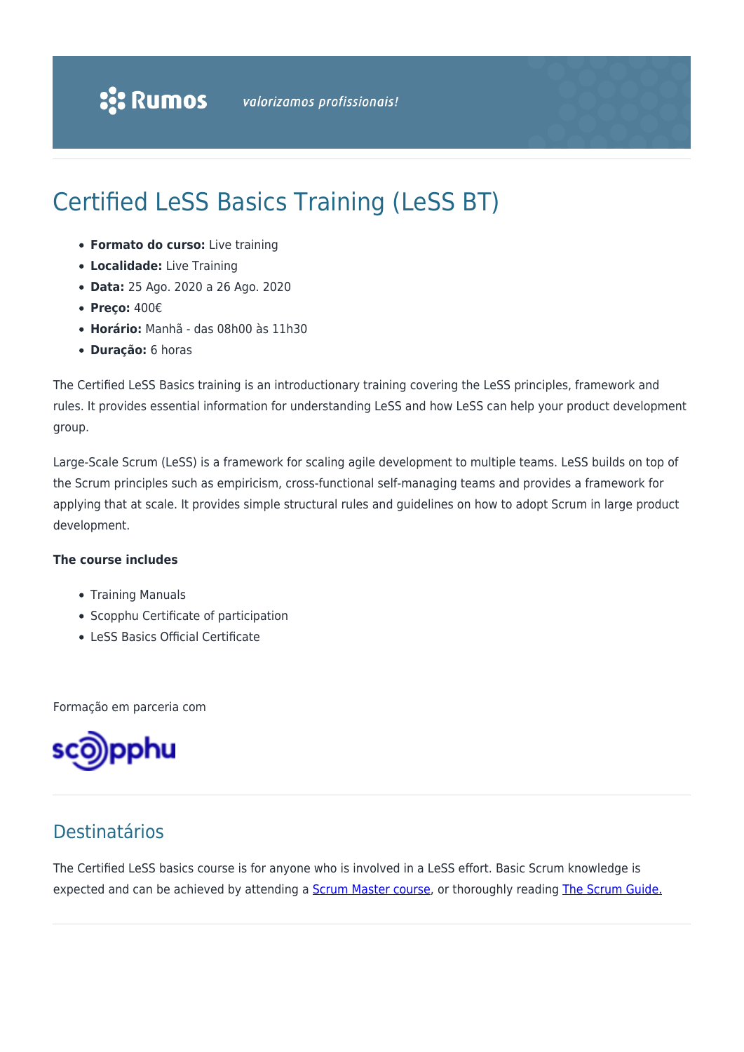# Certified LeSS Basics Training (LeSS BT)

- **Formato do curso:** Live training
- **Localidade:** Live Training
- **Data:** 25 Ago. 2020 a 26 Ago. 2020
- **Preço:** 400€
- **Horário:** Manhã - das 08h00 às 11h30
- **Duração:** 6 horas

The Certified LeSS Basics training is an introductionary training covering the LeSS principles, framework and rules. It provides essential information for understanding LeSS and how LeSS can help your product development group.

Large-Scale Scrum (LeSS) is a framework for scaling agile development to multiple teams. LeSS builds on top of the Scrum principles such as empiricism, cross-functional self-managing teams and provides a framework for applying that at scale. It provides simple structural rules and guidelines on how to adopt Scrum in large product development.

**The course includes**

- Training Manuals
- Scopphu Certificate of participation
- LeSS Basics Official Certificate

Formação em parceria com

scopphu

## Destinatários

The Certified LeSS basics course is for anyone who is involved in a LeSS effort. Basic Scrum knowledge is expected and can be achieved by attending a Scrum Master course, or thoroughly reading The Scrum Guide.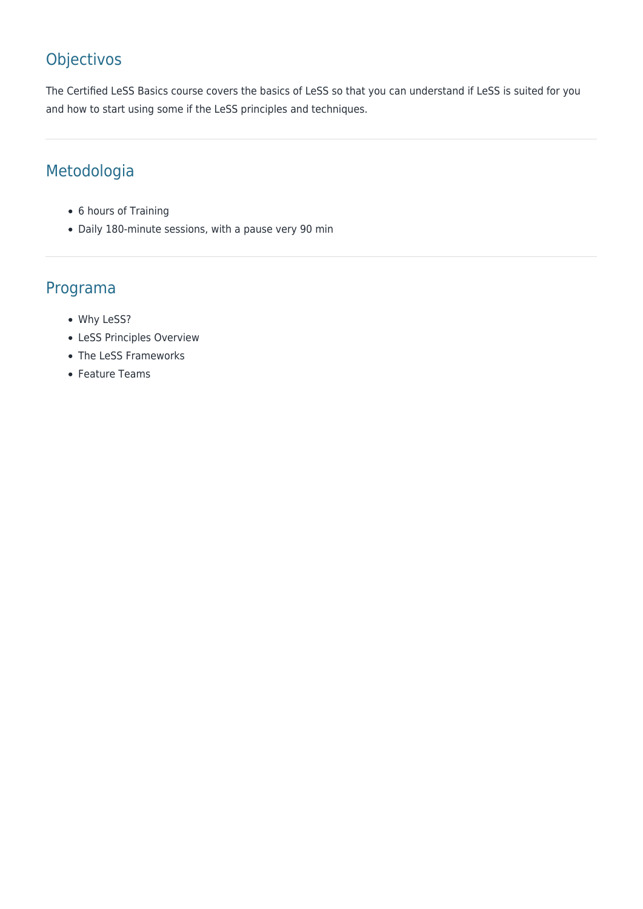## Objectivos

The Certified LeSS Basics course covers the basics of LeSS so that you can understand if LeSS is suited for you and how to start using some if the LeSS principles and techniques.

## Metodologia

- 6 hours of Training
- Daily 180-minute sessions, with a pause very 90 min

## Programa

- Why LeSS?
- LeSS Principles Overview
- The LeSS Frameworks
- Feature Teams